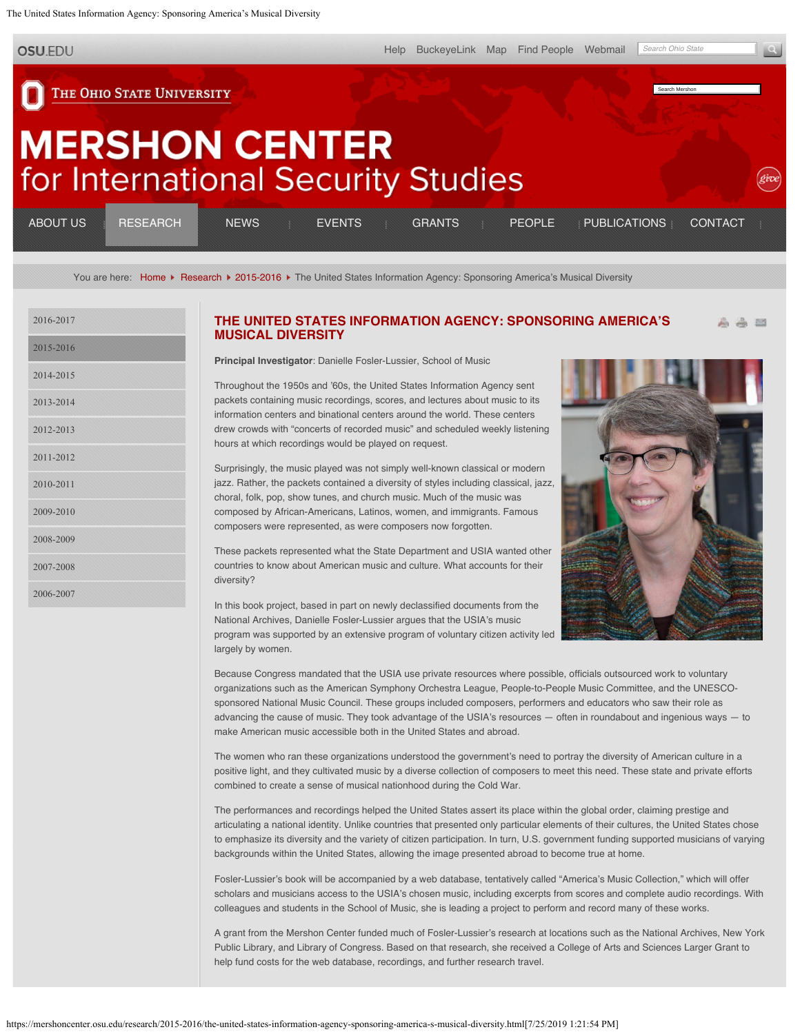# The United States Information Agency: Sponsoring America's Musical Diversity

**Principal Investigator**: Danielle Fosler-Lussier, School of Music

Throughout the 1950s and '60s, the United States Information Agency sent packets containing music recordings, scores, and lectures about music to its information centers and binational centers around the world. These centers drew crowds with "concerts of recorded music" and scheduled weekly listening hours at which recordings would be played on request.

Surprisingly, the music played was not simply well-known classical or modern jazz. Rather, the packets contained a diversity of styles including classical, jazz, choral, folk, pop, show tunes, and church music. Much of the music was composed by African-Americans, Latinos, women, and immigrants. Famous composers were represented, as were composers now forgotten.

These packets represented what the State Department and USIA wanted other countries to know about American music and culture. What accounts for their diversity?

In this book project, based in part on newly declassified documents from the National Archives, Danielle Fosler-Lussier argues that the USIA's music program was supported by an extensive program of voluntary citizen activity led largely by women.

Because Congress mandated that the USIA use private resources where possible, officials outsourced work to voluntary organizations such as the American Symphony Orchestra League, People-to-People Music Committee, and the UNESCO-sponsored National Music Council. These groups included composers, performers and educators who saw their role as advancing the cause of music. They took advantage of the USIA's resources — often in roundabout and ingenious ways — to make American music accessible both in the United States and abroad.

The women who ran these organizations understood the government's need to portray the diversity of American culture in a positive light, and they cultivated music by a diverse collection of composers to meet this need. These state and private efforts combined to create a sense of musical nationhood during the Cold War.

The performances and recordings helped the United States assert its place within the global order, claiming prestige and articulating a national identity. Unlike countries that presented only particular elements of their cultures, the United States chose to emphasize its diversity and the variety of citizen participation. In turn, U.S. government funding supported musicians of varying backgrounds within the United States, allowing the image presented abroad to become true at home.

Fosler-Lussier's book will be accompanied by a web database, tentatively called "America's Music Collection," which will offer scholars and musicians access to the USIA's chosen music, including excerpts from scores and complete audio recordings. With colleagues and students in the School of Music, she is leading a project to perform and record many of these works.

A grant from the Mershon Center funded much of Fosler-Lussier's research at locations such as the National Archives, New York Public Library, and Library of Congress. Based on that research, she received a College of Arts and Sciences Larger Grant to help fund costs for the web database, recordings, and further research travel.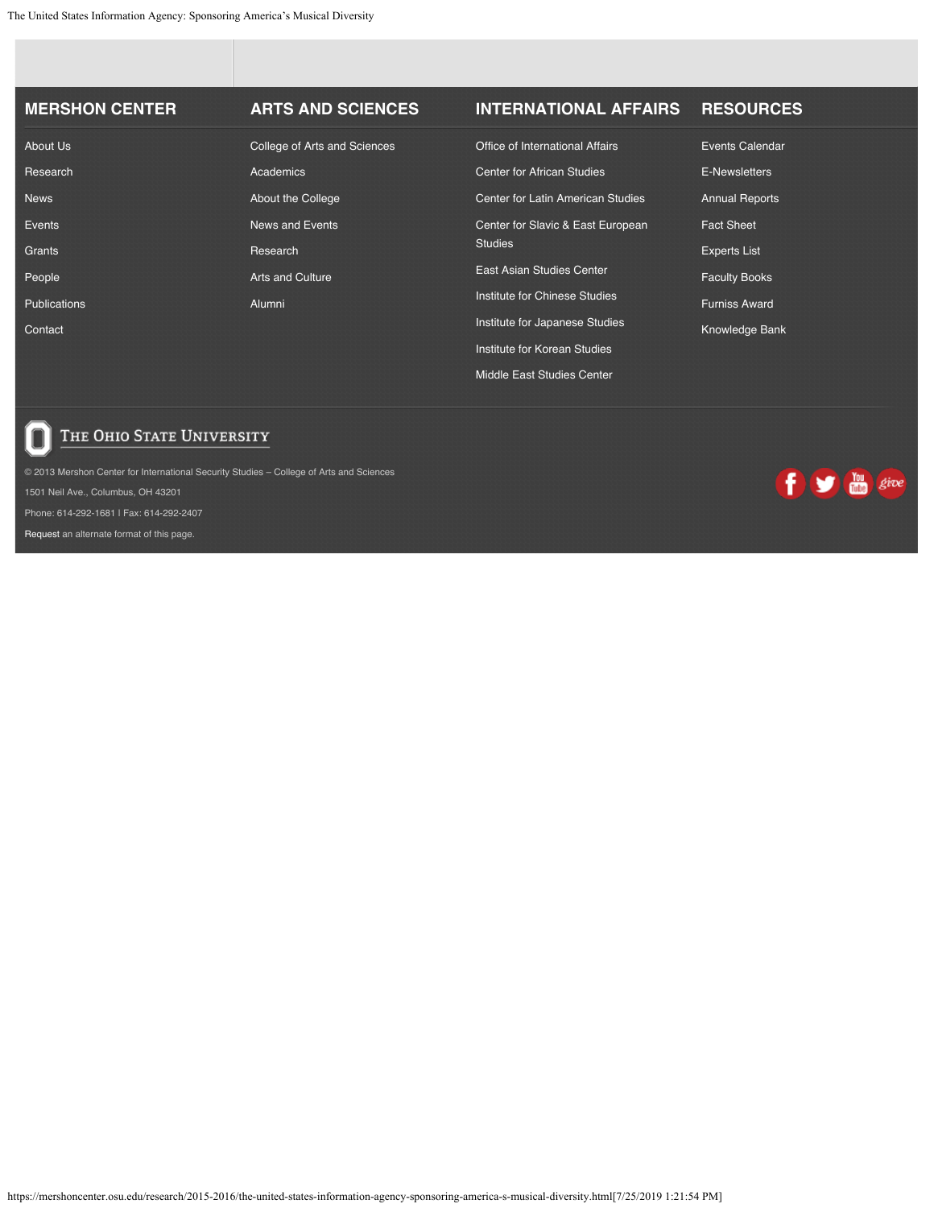## MERSHON CENTER

- About Us
- Research
- News
- Events
- Grants
- People
- Publications
- Contact

## ARTS AND SCIENCES

- College of Arts and Sciences
- Academics
- About the College
- News and Events
- Research
- Arts and Culture
- Alumni

## INTERNATIONAL AFFAIRS

- Office of International Affairs
- Center for African Studies
- Center for Latin American Studies
- Center for Slavic & East European Studies
- East Asian Studies Center
- Institute for Chinese Studies
- Institute for Japanese Studies
- Institute for Korean Studies
- Middle East Studies Center

## RESOURCES

- Events Calendar
- E-Newsletters
- Annual Reports
- Fact Sheet
- Experts List
- Faculty Books
- Furniss Award
- Knowledge Bank

The Ohio State University

© 2013 Mershon Center for International Security Studies – College of Arts and Sciences

1501 Neil Ave., Columbus, OH 43201

Phone: 614-292-1681 | Fax: 614-292-2407

Request an alternate format of this page.